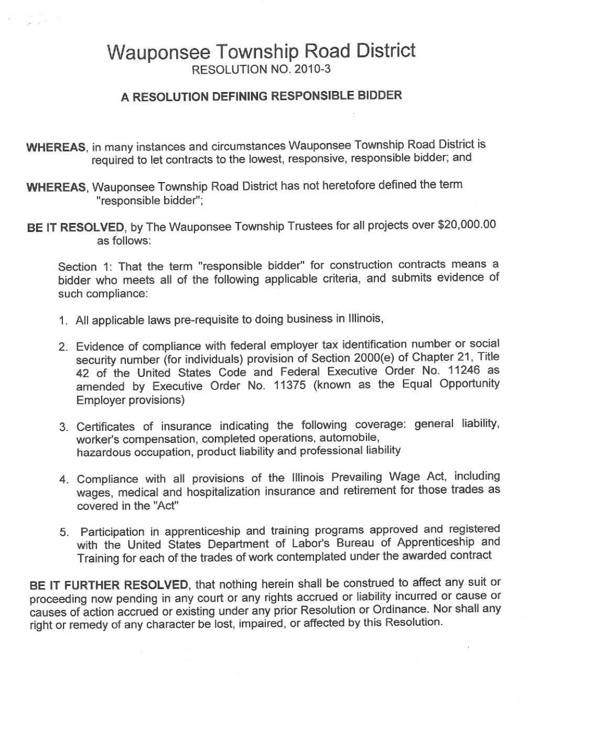# Wauponsee Township Road District

RESOLUTION NO. 2010-3

## A RESOLUTION DEFINING RESPONSIBLE BIDDER

**WHEREAS**, in many instances and circumstances Wauponsee Township Road District is required to let contracts to the lowest, responsive, responsible bidder; and

**WHEREAS**, Wauponsee Township Road District has not heretofore defined the term "responsible bidder";

**BE IT RESOLVED**, by The Wauponsee Township Trustees for all projects over $20,000.00 as follows:

Section 1: That the term "responsible bidder" for construction contracts means a bidder who meets all of the following applicable criteria, and submits evidence of such compliance:

1. All applicable laws pre-requisite to doing business in Illinois,
2. Evidence of compliance with federal employer tax identification number or social security number (for individuals) provision of Section 2000(e) of Chapter 21, Title 42 of the United States Code and Federal Executive Order No. 11246 as amended by Executive Order No. 11375 (known as the Equal Opportunity Employer provisions)
3. Certificates of insurance indicating the following coverage: general liability, worker's compensation, completed operations, automobile, hazardous occupation, product liability and professional liability
4. Compliance with all provisions of the Illinois Prevailing Wage Act, including wages, medical and hospitalization insurance and retirement for those trades as covered in the "Act"
5. Participation in apprenticeship and training programs approved and registered with the United States Department of Labor's Bureau of Apprenticeship and Training for each of the trades of work contemplated under the awarded contract

**BE IT FURTHER RESOLVED**, that nothing herein shall be construed to affect any suit or proceeding now pending in any court or any rights accrued or liability incurred or cause or causes of action accrued or existing under any prior Resolution or Ordinance. Nor shall any right or remedy of any character be lost, impaired, or affected by this Resolution.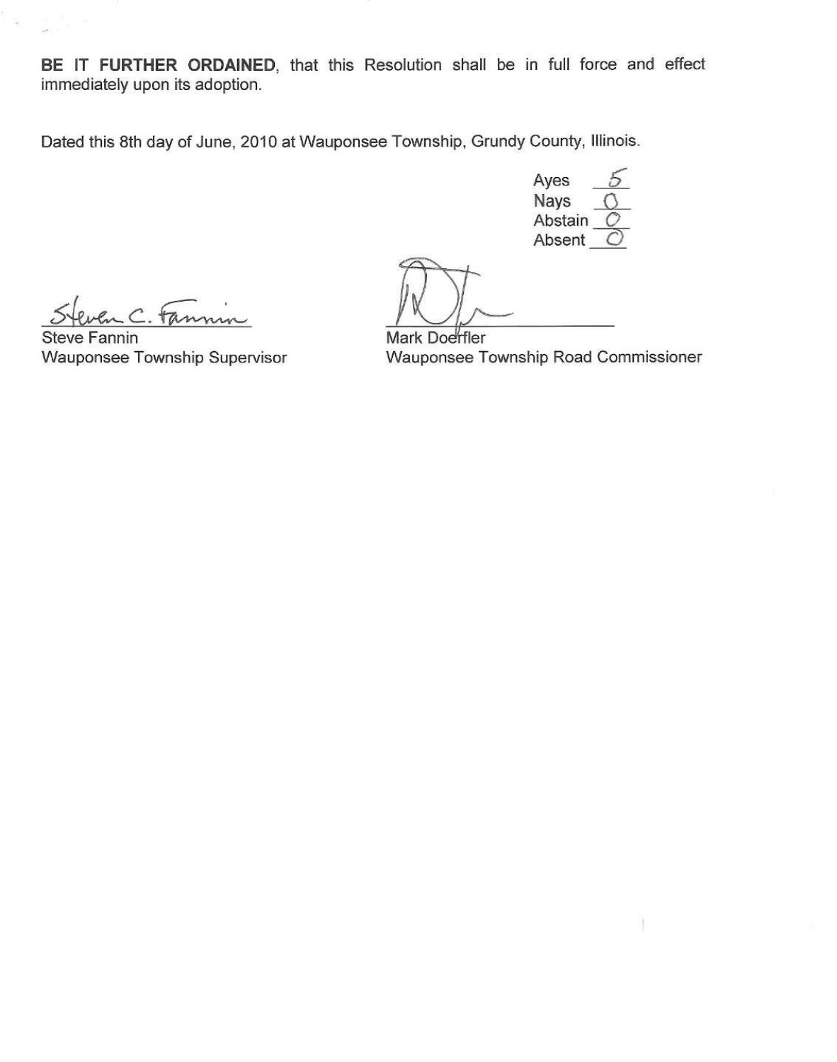**BE IT FURTHER ORDAINED**, that this Resolution shall be in full force and effect immediately upon its adoption.

Dated this 8th day of June, 2010 at Wauponsee Township, Grundy County, Illinois.

Ayes 5
Nays 0
Abstain 0
Absent 0

Steven C. Fannin
Steve Fannin
Wauponsee Township Supervisor

Mark Doerfler
Wauponsee Township Road Commissioner